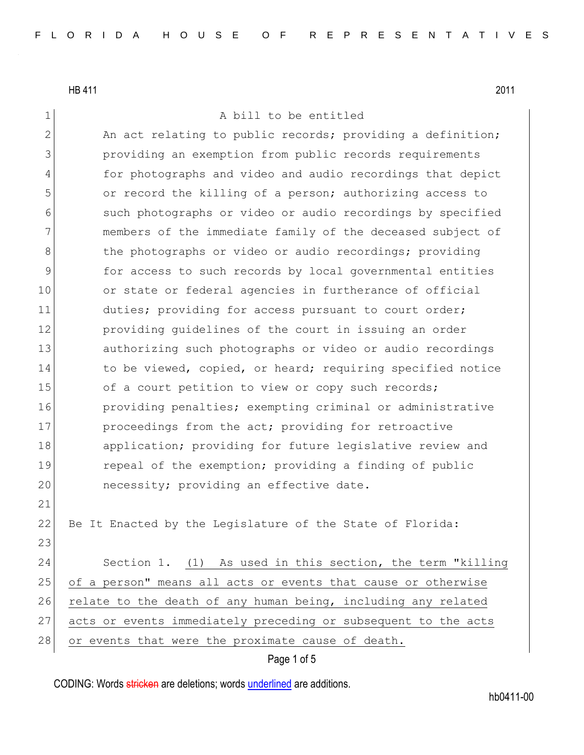HB 411 2011

A bill to be entitled

An act relating to public records; providing a definition; providing an exemption from public records requirements for photographs and video and audio recordings that depict or record the killing of a person; authorizing access to such photographs or video or audio recordings by specified members of the immediate family of the deceased subject of the photographs or video or audio recordings; providing for access to such records by local governmental entities or state or federal agencies in furtherance of official duties; providing for access pursuant to court order; providing guidelines of the court in issuing an order authorizing such photographs or video or audio recordings to be viewed, copied, or heard; requiring specified notice of a court petition to view or copy such records; providing penalties; exempting criminal or administrative proceedings from the act; providing for retroactive application; providing for future legislative review and repeal of the exemption; providing a finding of public necessity; providing an effective date.

Be It Enacted by the Legislature of the State of Florida:

Section 1. <u>(1) As used in this section, the term "killing of a person" means all acts or events that cause or otherwise relate to the death of any human being, including any related acts or events immediately preceding or subsequent to the acts or events that were the proximate cause of death.</u>

CODING: Words ~~stricken~~ are deletions; words <u>underlined</u> are additions.

hb0411-00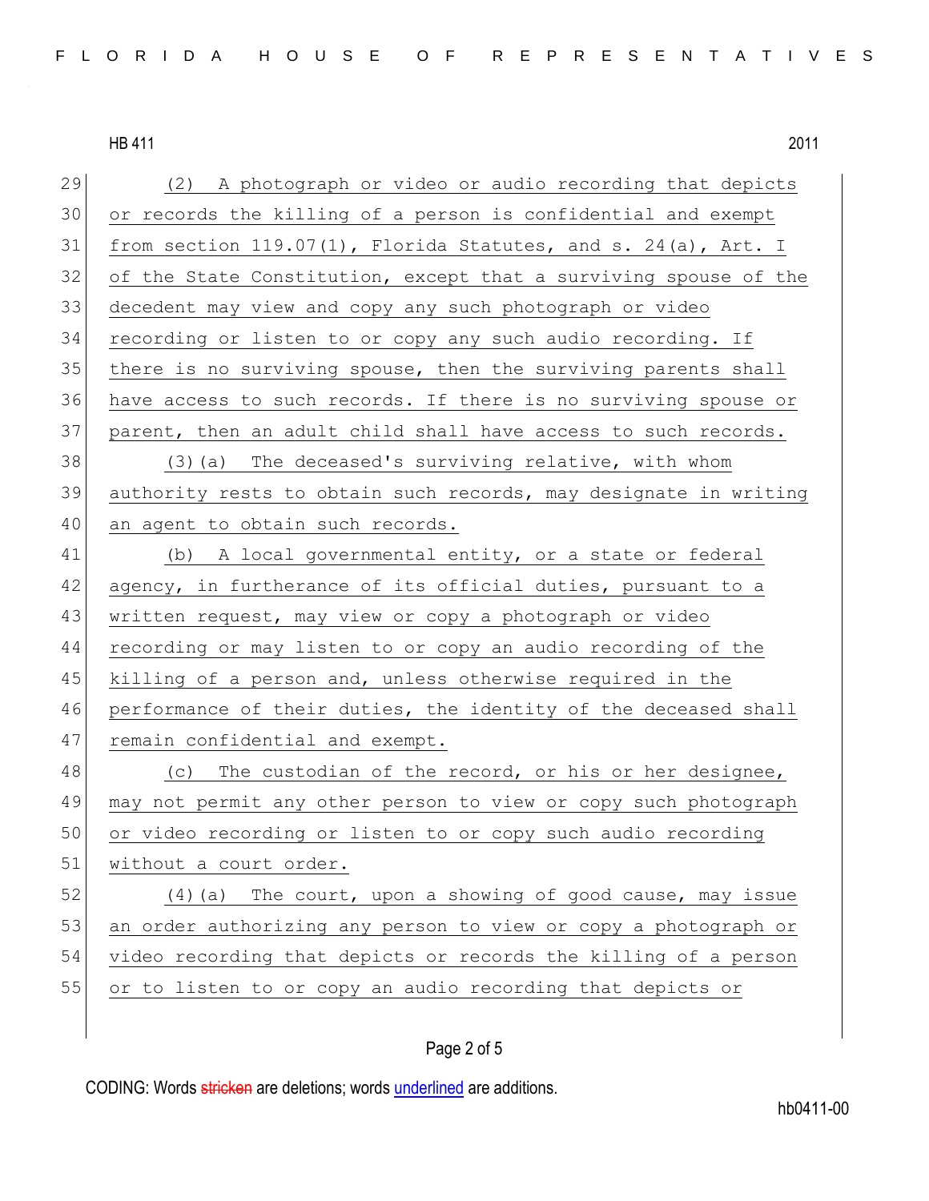(2) A photograph or video or audio recording that depicts or records the killing of a person is confidential and exempt from section 119.07(1), Florida Statutes, and s. 24(a), Art. I of the State Constitution, except that a surviving spouse of the decedent may view and copy any such photograph or video recording or listen to or copy any such audio recording. If there is no surviving spouse, then the surviving parents shall have access to such records. If there is no surviving spouse or parent, then an adult child shall have access to such records.

(3)(a) The deceased's surviving relative, with whom authority rests to obtain such records, may designate in writing an agent to obtain such records.

(b) A local governmental entity, or a state or federal agency, in furtherance of its official duties, pursuant to a written request, may view or copy a photograph or video recording or may listen to or copy an audio recording of the killing of a person and, unless otherwise required in the performance of their duties, the identity of the deceased shall remain confidential and exempt.

(c) The custodian of the record, or his or her designee, may not permit any other person to view or copy such photograph or video recording or listen to or copy such audio recording without a court order.

(4)(a) The court, upon a showing of good cause, may issue an order authorizing any person to view or copy a photograph or video recording that depicts or records the killing of a person or to listen to or copy an audio recording that depicts or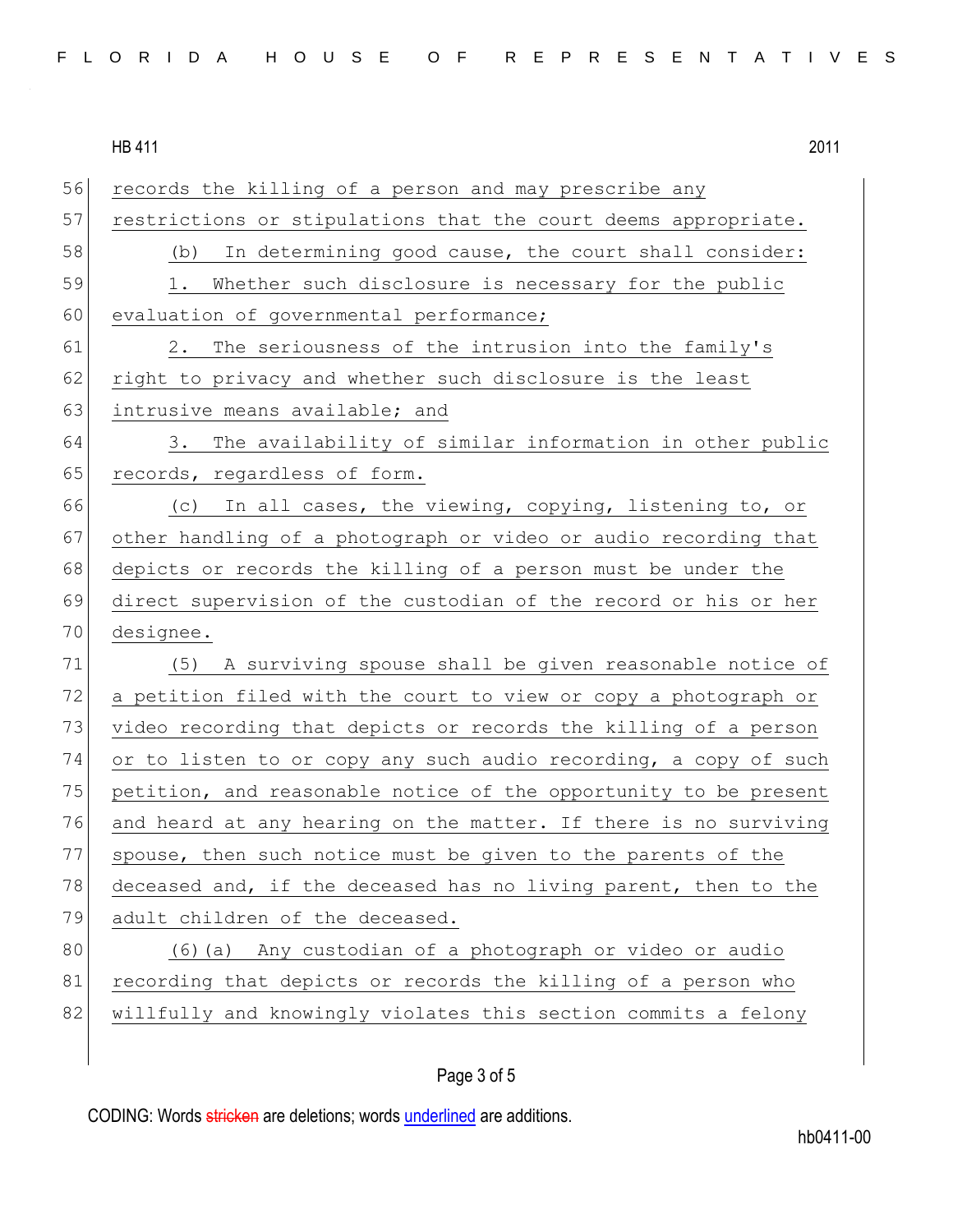records the killing of a person and may prescribe any restrictions or stipulations that the court deems appropriate.

(b) In determining good cause, the court shall consider:

1. Whether such disclosure is necessary for the public evaluation of governmental performance;

2. The seriousness of the intrusion into the family's right to privacy and whether such disclosure is the least intrusive means available; and

3. The availability of similar information in other public records, regardless of form.

(c) In all cases, the viewing, copying, listening to, or other handling of a photograph or video or audio recording that depicts or records the killing of a person must be under the direct supervision of the custodian of the record or his or her designee.

(5) A surviving spouse shall be given reasonable notice of a petition filed with the court to view or copy a photograph or video recording that depicts or records the killing of a person or to listen to or copy any such audio recording, a copy of such petition, and reasonable notice of the opportunity to be present and heard at any hearing on the matter. If there is no surviving spouse, then such notice must be given to the parents of the deceased and, if the deceased has no living parent, then to the adult children of the deceased.

(6)(a) Any custodian of a photograph or video or audio recording that depicts or records the killing of a person who willfully and knowingly violates this section commits a felony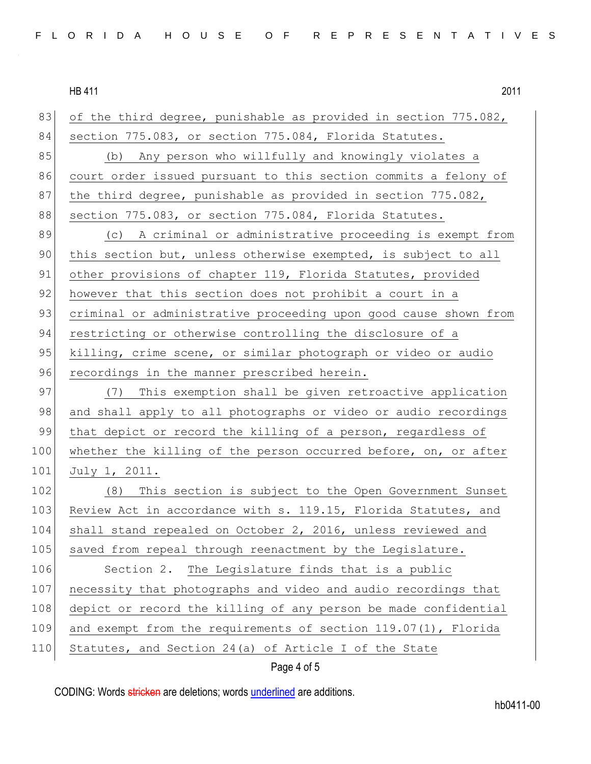of the third degree, punishable as provided in section 775.082, section 775.083, or section 775.084, Florida Statutes.

(b) Any person who willfully and knowingly violates a court order issued pursuant to this section commits a felony of the third degree, punishable as provided in section 775.082, section 775.083, or section 775.084, Florida Statutes.

(c) A criminal or administrative proceeding is exempt from this section but, unless otherwise exempted, is subject to all other provisions of chapter 119, Florida Statutes, provided however that this section does not prohibit a court in a criminal or administrative proceeding upon good cause shown from restricting or otherwise controlling the disclosure of a killing, crime scene, or similar photograph or video or audio recordings in the manner prescribed herein.

(7) This exemption shall be given retroactive application and shall apply to all photographs or video or audio recordings that depict or record the killing of a person, regardless of whether the killing of the person occurred before, on, or after July 1, 2011.

(8) This section is subject to the Open Government Sunset Review Act in accordance with s. 119.15, Florida Statutes, and shall stand repealed on October 2, 2016, unless reviewed and saved from repeal through reenactment by the Legislature.

Section 2. The Legislature finds that is a public necessity that photographs and video and audio recordings that depict or record the killing of any person be made confidential and exempt from the requirements of section 119.07(1), Florida Statutes, and Section 24(a) of Article I of the State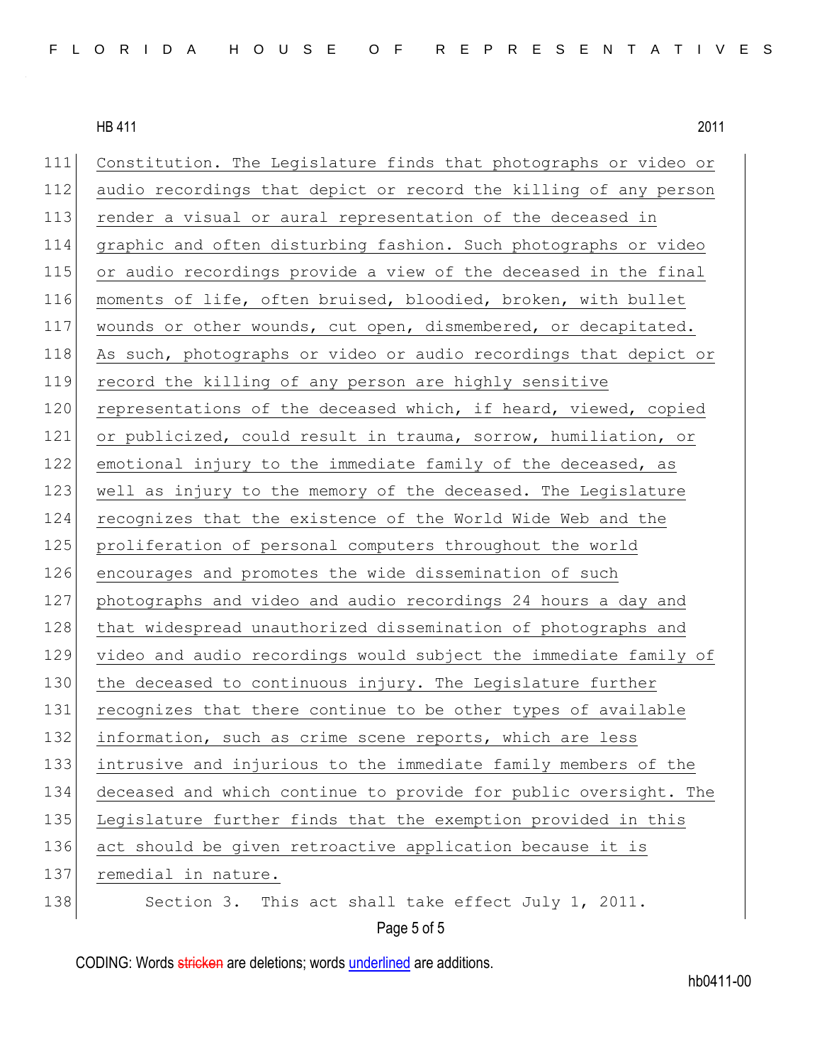111 Constitution. The Legislature finds that photographs or video or
112 audio recordings that depict or record the killing of any person
113 render a visual or aural representation of the deceased in
114 graphic and often disturbing fashion. Such photographs or video
115 or audio recordings provide a view of the deceased in the final
116 moments of life, often bruised, bloodied, broken, with bullet
117 wounds or other wounds, cut open, dismembered, or decapitated.
118 As such, photographs or video or audio recordings that depict or
119 record the killing of any person are highly sensitive
120 representations of the deceased which, if heard, viewed, copied
121 or publicized, could result in trauma, sorrow, humiliation, or
122 emotional injury to the immediate family of the deceased, as
123 well as injury to the memory of the deceased. The Legislature
124 recognizes that the existence of the World Wide Web and the
125 proliferation of personal computers throughout the world
126 encourages and promotes the wide dissemination of such
127 photographs and video and audio recordings 24 hours a day and
128 that widespread unauthorized dissemination of photographs and
129 video and audio recordings would subject the immediate family of
130 the deceased to continuous injury. The Legislature further
131 recognizes that there continue to be other types of available
132 information, such as crime scene reports, which are less
133 intrusive and injurious to the immediate family members of the
134 deceased and which continue to provide for public oversight. The
135 Legislature further finds that the exemption provided in this
136 act should be given retroactive application because it is
137 remedial in nature.
138 Section 3. This act shall take effect July 1, 2011.

CODING: Words ~~stricken~~ are deletions; words underlined are additions.